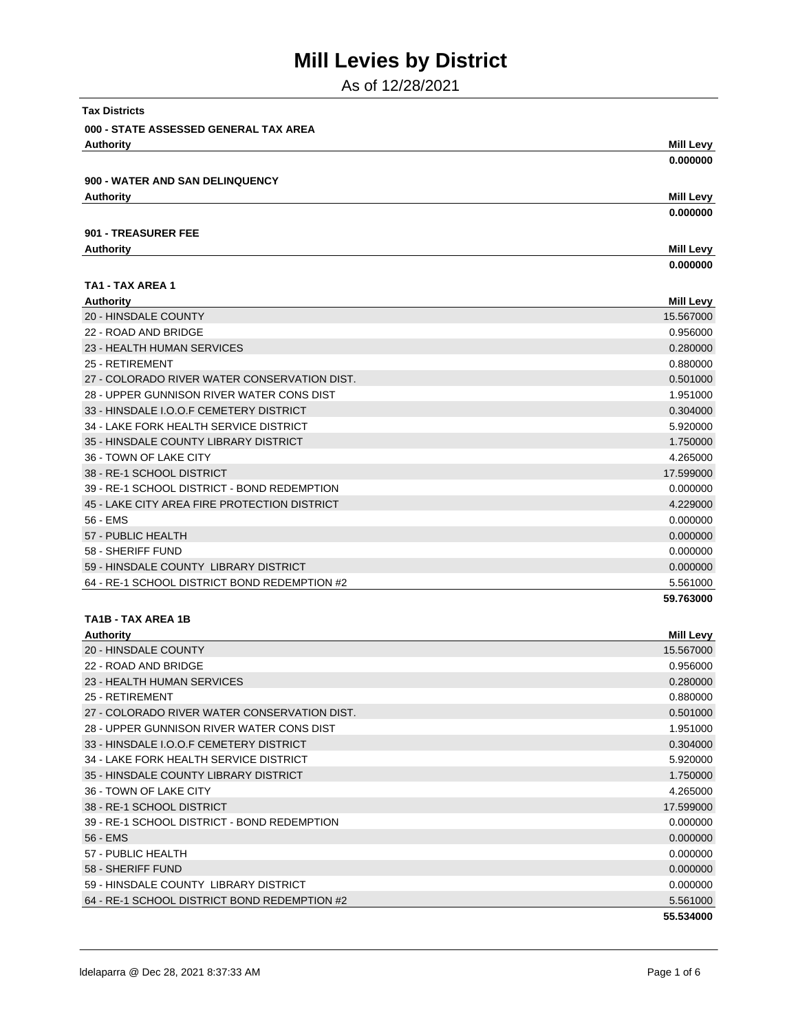# Mill Levies by District

As of 12/28/2021

**Tax Districts**

**000 - STATE ASSESSED GENERAL TAX AREA**

| Authority | Mill Levy |
|---|---|
| | **0.000000** |

**900 - WATER AND SAN DELINQUENCY**

| Authority | Mill Levy |
|---|---|
| | **0.000000** |

**901 - TREASURER FEE**

| Authority | Mill Levy |
|---|---|
| | **0.000000** |

**TA1 - TAX AREA 1**

| Authority | Mill Levy |
|---|---|
| 20 - HINSDALE COUNTY | 15.567000 |
| 22 - ROAD AND BRIDGE | 0.956000 |
| 23 - HEALTH HUMAN SERVICES | 0.280000 |
| 25 - RETIREMENT | 0.880000 |
| 27 - COLORADO RIVER WATER CONSERVATION DIST. | 0.501000 |
| 28 - UPPER GUNNISON RIVER WATER CONS DIST | 1.951000 |
| 33 - HINSDALE I.O.O.F CEMETERY DISTRICT | 0.304000 |
| 34 - LAKE FORK HEALTH SERVICE DISTRICT | 5.920000 |
| 35 - HINSDALE COUNTY LIBRARY DISTRICT | 1.750000 |
| 36 - TOWN OF LAKE CITY | 4.265000 |
| 38 - RE-1 SCHOOL DISTRICT | 17.599000 |
| 39 - RE-1 SCHOOL DISTRICT - BOND REDEMPTION | 0.000000 |
| 45 - LAKE CITY AREA FIRE PROTECTION DISTRICT | 4.229000 |
| 56 - EMS | 0.000000 |
| 57 - PUBLIC HEALTH | 0.000000 |
| 58 - SHERIFF FUND | 0.000000 |
| 59 - HINSDALE COUNTY LIBRARY DISTRICT | 0.000000 |
| 64 - RE-1 SCHOOL DISTRICT BOND REDEMPTION #2 | 5.561000 |
| | **59.763000** |

**TA1B - TAX AREA 1B**

| Authority | Mill Levy |
|---|---|
| 20 - HINSDALE COUNTY | 15.567000 |
| 22 - ROAD AND BRIDGE | 0.956000 |
| 23 - HEALTH HUMAN SERVICES | 0.280000 |
| 25 - RETIREMENT | 0.880000 |
| 27 - COLORADO RIVER WATER CONSERVATION DIST. | 0.501000 |
| 28 - UPPER GUNNISON RIVER WATER CONS DIST | 1.951000 |
| 33 - HINSDALE I.O.O.F CEMETERY DISTRICT | 0.304000 |
| 34 - LAKE FORK HEALTH SERVICE DISTRICT | 5.920000 |
| 35 - HINSDALE COUNTY LIBRARY DISTRICT | 1.750000 |
| 36 - TOWN OF LAKE CITY | 4.265000 |
| 38 - RE-1 SCHOOL DISTRICT | 17.599000 |
| 39 - RE-1 SCHOOL DISTRICT - BOND REDEMPTION | 0.000000 |
| 56 - EMS | 0.000000 |
| 57 - PUBLIC HEALTH | 0.000000 |
| 58 - SHERIFF FUND | 0.000000 |
| 59 - HINSDALE COUNTY LIBRARY DISTRICT | 0.000000 |
| 64 - RE-1 SCHOOL DISTRICT BOND REDEMPTION #2 | 5.561000 |
| | **55.534000** |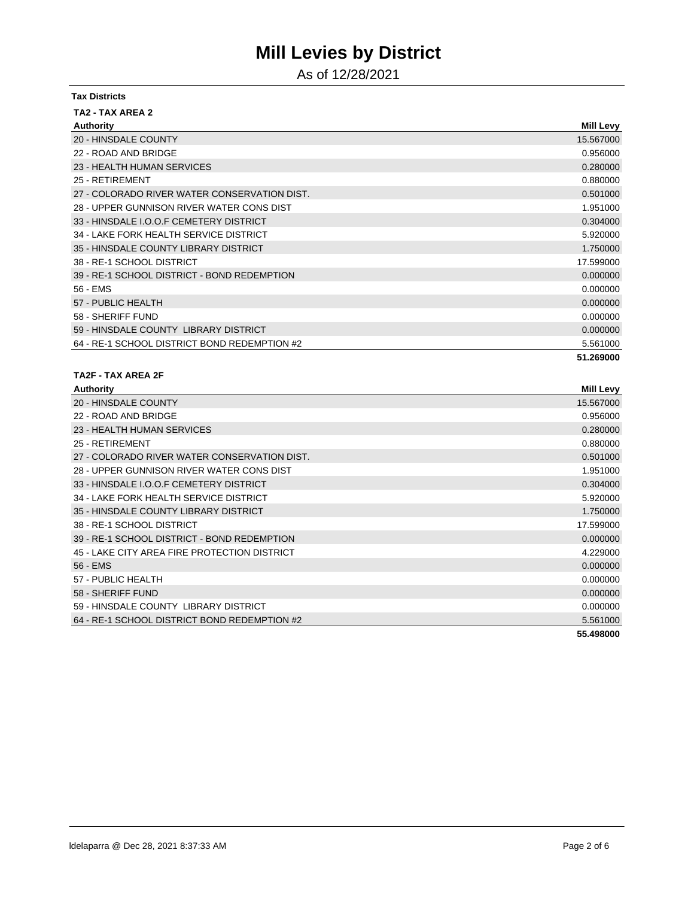# Mill Levies by District

As of 12/28/2021

**Tax Districts**

**TA2 - TAX AREA 2**

| Authority | Mill Levy |
|---|---|
| 20 - HINSDALE COUNTY | 15.567000 |
| 22 - ROAD AND BRIDGE | 0.956000 |
| 23 - HEALTH HUMAN SERVICES | 0.280000 |
| 25 - RETIREMENT | 0.880000 |
| 27 - COLORADO RIVER WATER CONSERVATION DIST. | 0.501000 |
| 28 - UPPER GUNNISON RIVER WATER CONS DIST | 1.951000 |
| 33 - HINSDALE I.O.O.F CEMETERY DISTRICT | 0.304000 |
| 34 - LAKE FORK HEALTH SERVICE DISTRICT | 5.920000 |
| 35 - HINSDALE COUNTY LIBRARY DISTRICT | 1.750000 |
| 38 - RE-1 SCHOOL DISTRICT | 17.599000 |
| 39 - RE-1 SCHOOL DISTRICT - BOND REDEMPTION | 0.000000 |
| 56 - EMS | 0.000000 |
| 57 - PUBLIC HEALTH | 0.000000 |
| 58 - SHERIFF FUND | 0.000000 |
| 59 - HINSDALE COUNTY LIBRARY DISTRICT | 0.000000 |
| 64 - RE-1 SCHOOL DISTRICT BOND REDEMPTION #2 | 5.561000 |
| | **51.269000** |

**TA2F - TAX AREA 2F**

| Authority | Mill Levy |
|---|---|
| 20 - HINSDALE COUNTY | 15.567000 |
| 22 - ROAD AND BRIDGE | 0.956000 |
| 23 - HEALTH HUMAN SERVICES | 0.280000 |
| 25 - RETIREMENT | 0.880000 |
| 27 - COLORADO RIVER WATER CONSERVATION DIST. | 0.501000 |
| 28 - UPPER GUNNISON RIVER WATER CONS DIST | 1.951000 |
| 33 - HINSDALE I.O.O.F CEMETERY DISTRICT | 0.304000 |
| 34 - LAKE FORK HEALTH SERVICE DISTRICT | 5.920000 |
| 35 - HINSDALE COUNTY LIBRARY DISTRICT | 1.750000 |
| 38 - RE-1 SCHOOL DISTRICT | 17.599000 |
| 39 - RE-1 SCHOOL DISTRICT - BOND REDEMPTION | 0.000000 |
| 45 - LAKE CITY AREA FIRE PROTECTION DISTRICT | 4.229000 |
| 56 - EMS | 0.000000 |
| 57 - PUBLIC HEALTH | 0.000000 |
| 58 - SHERIFF FUND | 0.000000 |
| 59 - HINSDALE COUNTY LIBRARY DISTRICT | 0.000000 |
| 64 - RE-1 SCHOOL DISTRICT BOND REDEMPTION #2 | 5.561000 |
| | **55.498000** |

ldelaparra @ Dec 28, 2021 8:37:33 AM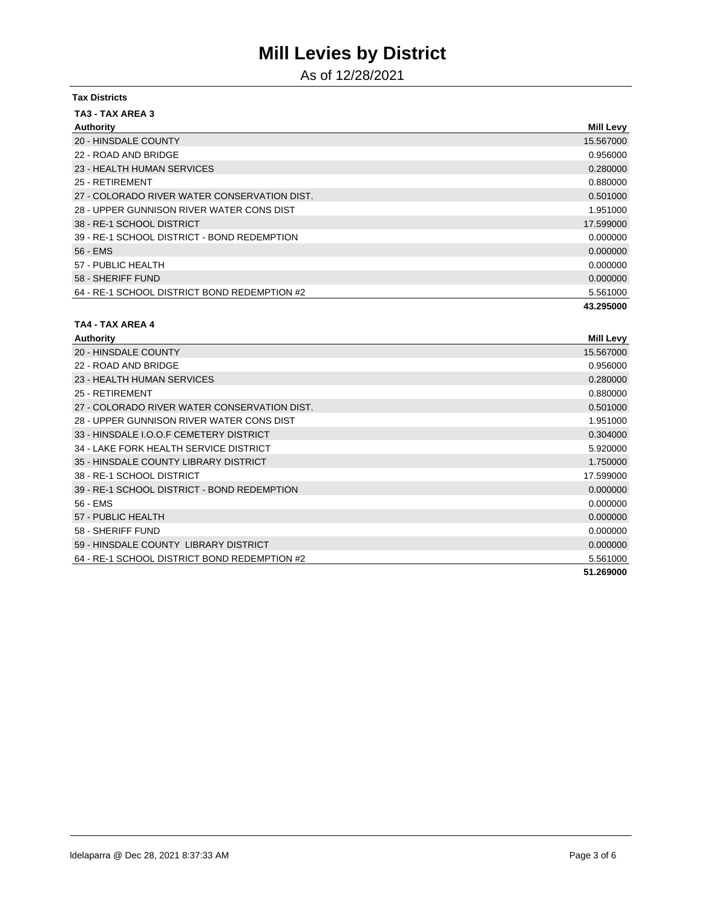# Mill Levies by District

As of 12/28/2021

**Tax Districts**

**TA3 - TAX AREA 3**

| Authority | Mill Levy |
|---|---|
| 20 - HINSDALE COUNTY | 15.567000 |
| 22 - ROAD AND BRIDGE | 0.956000 |
| 23 - HEALTH HUMAN SERVICES | 0.280000 |
| 25 - RETIREMENT | 0.880000 |
| 27 - COLORADO RIVER WATER CONSERVATION DIST. | 0.501000 |
| 28 - UPPER GUNNISON RIVER WATER CONS DIST | 1.951000 |
| 38 - RE-1 SCHOOL DISTRICT | 17.599000 |
| 39 - RE-1 SCHOOL DISTRICT - BOND REDEMPTION | 0.000000 |
| 56 - EMS | 0.000000 |
| 57 - PUBLIC HEALTH | 0.000000 |
| 58 - SHERIFF FUND | 0.000000 |
| 64 - RE-1 SCHOOL DISTRICT BOND REDEMPTION #2 | 5.561000 |
| | **43.295000** |

**TA4 - TAX AREA 4**

| Authority | Mill Levy |
|---|---|
| 20 - HINSDALE COUNTY | 15.567000 |
| 22 - ROAD AND BRIDGE | 0.956000 |
| 23 - HEALTH HUMAN SERVICES | 0.280000 |
| 25 - RETIREMENT | 0.880000 |
| 27 - COLORADO RIVER WATER CONSERVATION DIST. | 0.501000 |
| 28 - UPPER GUNNISON RIVER WATER CONS DIST | 1.951000 |
| 33 - HINSDALE I.O.O.F CEMETERY DISTRICT | 0.304000 |
| 34 - LAKE FORK HEALTH SERVICE DISTRICT | 5.920000 |
| 35 - HINSDALE COUNTY LIBRARY DISTRICT | 1.750000 |
| 38 - RE-1 SCHOOL DISTRICT | 17.599000 |
| 39 - RE-1 SCHOOL DISTRICT - BOND REDEMPTION | 0.000000 |
| 56 - EMS | 0.000000 |
| 57 - PUBLIC HEALTH | 0.000000 |
| 58 - SHERIFF FUND | 0.000000 |
| 59 - HINSDALE COUNTY LIBRARY DISTRICT | 0.000000 |
| 64 - RE-1 SCHOOL DISTRICT BOND REDEMPTION #2 | 5.561000 |
| | **51.269000** |

ldelaparra @ Dec 28, 2021 8:37:33 AM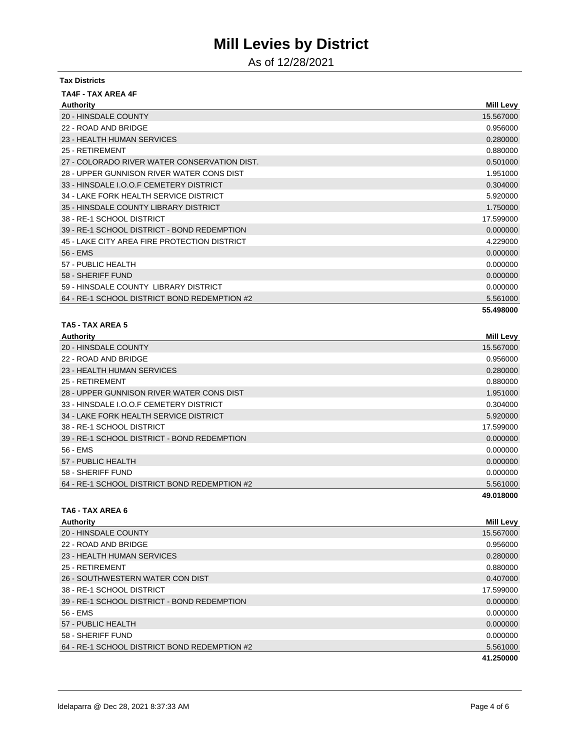# Mill Levies by District

As of 12/28/2021

**Tax Districts**

**TA4F - TAX AREA 4F**

| Authority | Mill Levy |
|---|---|
| 20 - HINSDALE COUNTY | 15.567000 |
| 22 - ROAD AND BRIDGE | 0.956000 |
| 23 - HEALTH HUMAN SERVICES | 0.280000 |
| 25 - RETIREMENT | 0.880000 |
| 27 - COLORADO RIVER WATER CONSERVATION DIST. | 0.501000 |
| 28 - UPPER GUNNISON RIVER WATER CONS DIST | 1.951000 |
| 33 - HINSDALE I.O.O.F CEMETERY DISTRICT | 0.304000 |
| 34 - LAKE FORK HEALTH SERVICE DISTRICT | 5.920000 |
| 35 - HINSDALE COUNTY LIBRARY DISTRICT | 1.750000 |
| 38 - RE-1 SCHOOL DISTRICT | 17.599000 |
| 39 - RE-1 SCHOOL DISTRICT - BOND REDEMPTION | 0.000000 |
| 45 - LAKE CITY AREA FIRE PROTECTION DISTRICT | 4.229000 |
| 56 - EMS | 0.000000 |
| 57 - PUBLIC HEALTH | 0.000000 |
| 58 - SHERIFF FUND | 0.000000 |
| 59 - HINSDALE COUNTY LIBRARY DISTRICT | 0.000000 |
| 64 - RE-1 SCHOOL DISTRICT BOND REDEMPTION #2 | 5.561000 |
| | **55.498000** |

**TA5 - TAX AREA 5**

| Authority | Mill Levy |
|---|---|
| 20 - HINSDALE COUNTY | 15.567000 |
| 22 - ROAD AND BRIDGE | 0.956000 |
| 23 - HEALTH HUMAN SERVICES | 0.280000 |
| 25 - RETIREMENT | 0.880000 |
| 28 - UPPER GUNNISON RIVER WATER CONS DIST | 1.951000 |
| 33 - HINSDALE I.O.O.F CEMETERY DISTRICT | 0.304000 |
| 34 - LAKE FORK HEALTH SERVICE DISTRICT | 5.920000 |
| 38 - RE-1 SCHOOL DISTRICT | 17.599000 |
| 39 - RE-1 SCHOOL DISTRICT - BOND REDEMPTION | 0.000000 |
| 56 - EMS | 0.000000 |
| 57 - PUBLIC HEALTH | 0.000000 |
| 58 - SHERIFF FUND | 0.000000 |
| 64 - RE-1 SCHOOL DISTRICT BOND REDEMPTION #2 | 5.561000 |
| | **49.018000** |

**TA6 - TAX AREA 6**

| Authority | Mill Levy |
|---|---|
| 20 - HINSDALE COUNTY | 15.567000 |
| 22 - ROAD AND BRIDGE | 0.956000 |
| 23 - HEALTH HUMAN SERVICES | 0.280000 |
| 25 - RETIREMENT | 0.880000 |
| 26 - SOUTHWESTERN WATER CON DIST | 0.407000 |
| 38 - RE-1 SCHOOL DISTRICT | 17.599000 |
| 39 - RE-1 SCHOOL DISTRICT - BOND REDEMPTION | 0.000000 |
| 56 - EMS | 0.000000 |
| 57 - PUBLIC HEALTH | 0.000000 |
| 58 - SHERIFF FUND | 0.000000 |
| 64 - RE-1 SCHOOL DISTRICT BOND REDEMPTION #2 | 5.561000 |
| | **41.250000** |

ldelaparra @ Dec 28, 2021 8:37:33 AM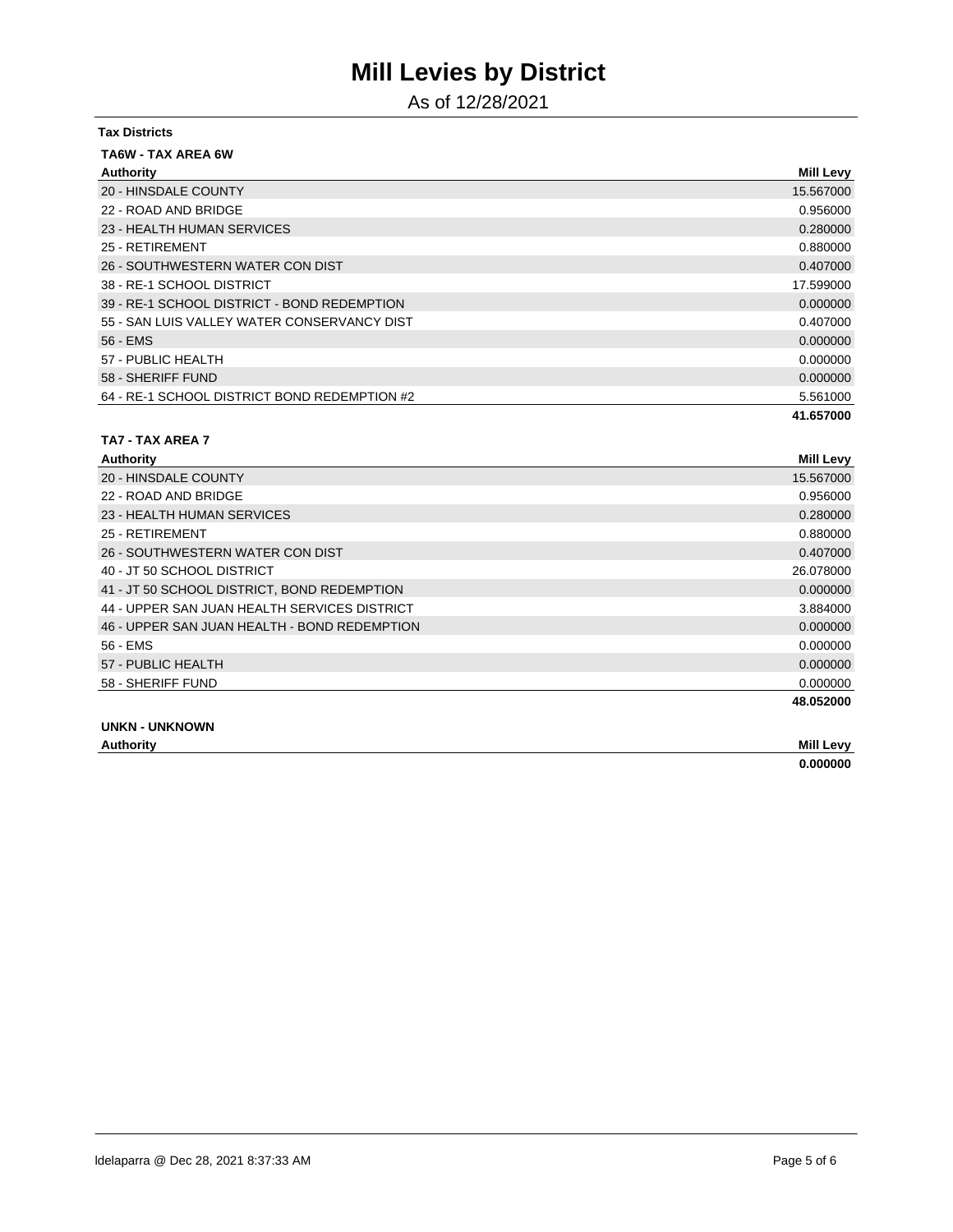# Mill Levies by District

As of 12/28/2021

**Tax Districts**

### TA6W - TAX AREA 6W

| Authority | Mill Levy |
|---|---|
| 20 - HINSDALE COUNTY | 15.567000 |
| 22 - ROAD AND BRIDGE | 0.956000 |
| 23 - HEALTH HUMAN SERVICES | 0.280000 |
| 25 - RETIREMENT | 0.880000 |
| 26 - SOUTHWESTERN WATER CON DIST | 0.407000 |
| 38 - RE-1 SCHOOL DISTRICT | 17.599000 |
| 39 - RE-1 SCHOOL DISTRICT - BOND REDEMPTION | 0.000000 |
| 55 - SAN LUIS VALLEY WATER CONSERVANCY DIST | 0.407000 |
| 56 - EMS | 0.000000 |
| 57 - PUBLIC HEALTH | 0.000000 |
| 58 - SHERIFF FUND | 0.000000 |
| 64 - RE-1 SCHOOL DISTRICT BOND REDEMPTION #2 | 5.561000 |
| | **41.657000** |

### TA7 - TAX AREA 7

| Authority | Mill Levy |
|---|---|
| 20 - HINSDALE COUNTY | 15.567000 |
| 22 - ROAD AND BRIDGE | 0.956000 |
| 23 - HEALTH HUMAN SERVICES | 0.280000 |
| 25 - RETIREMENT | 0.880000 |
| 26 - SOUTHWESTERN WATER CON DIST | 0.407000 |
| 40 - JT 50 SCHOOL DISTRICT | 26.078000 |
| 41 - JT 50 SCHOOL DISTRICT, BOND REDEMPTION | 0.000000 |
| 44 - UPPER SAN JUAN HEALTH SERVICES DISTRICT | 3.884000 |
| 46 - UPPER SAN JUAN HEALTH - BOND REDEMPTION | 0.000000 |
| 56 - EMS | 0.000000 |
| 57 - PUBLIC HEALTH | 0.000000 |
| 58 - SHERIFF FUND | 0.000000 |
| | **48.052000** |

### UNKN - UNKNOWN

| Authority | Mill Levy |
|---|---|
| | **0.000000** |

ldelaparra @ Dec 28, 2021 8:37:33 AM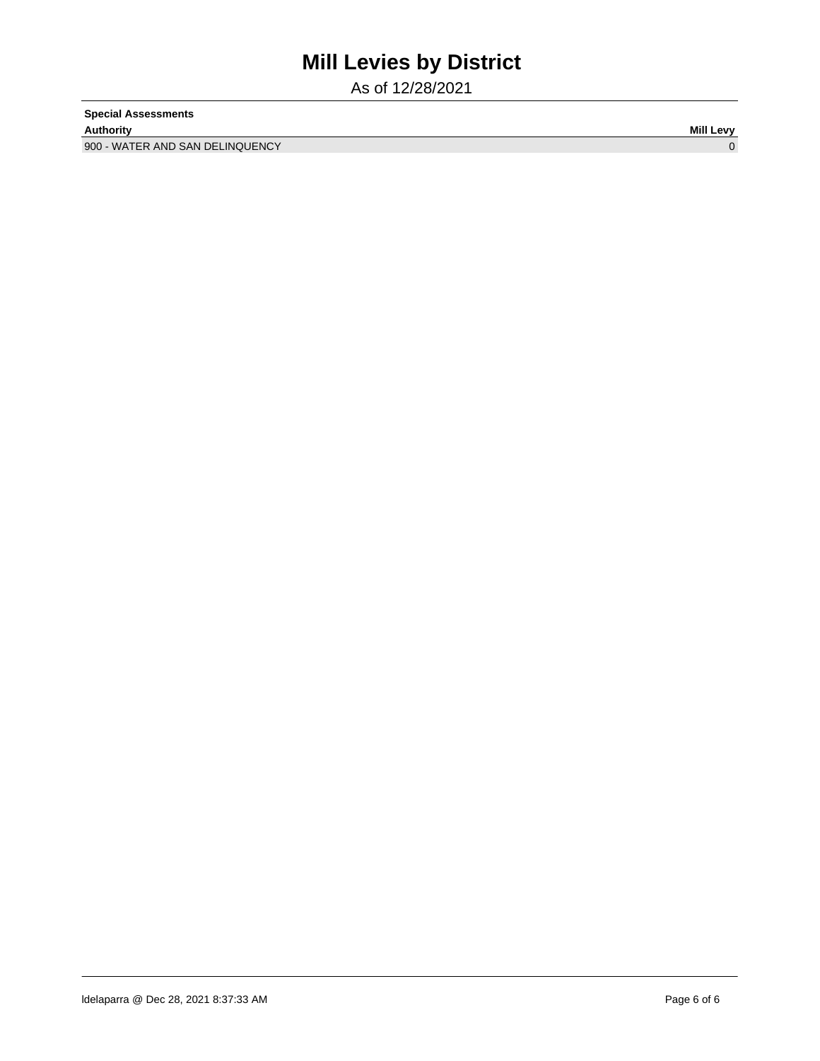# Mill Levies by District

As of 12/28/2021

**Special Assessments**

| Authority | Mill Levy |
| --- | --- |
| 900 - WATER AND SAN DELINQUENCY | 0 |